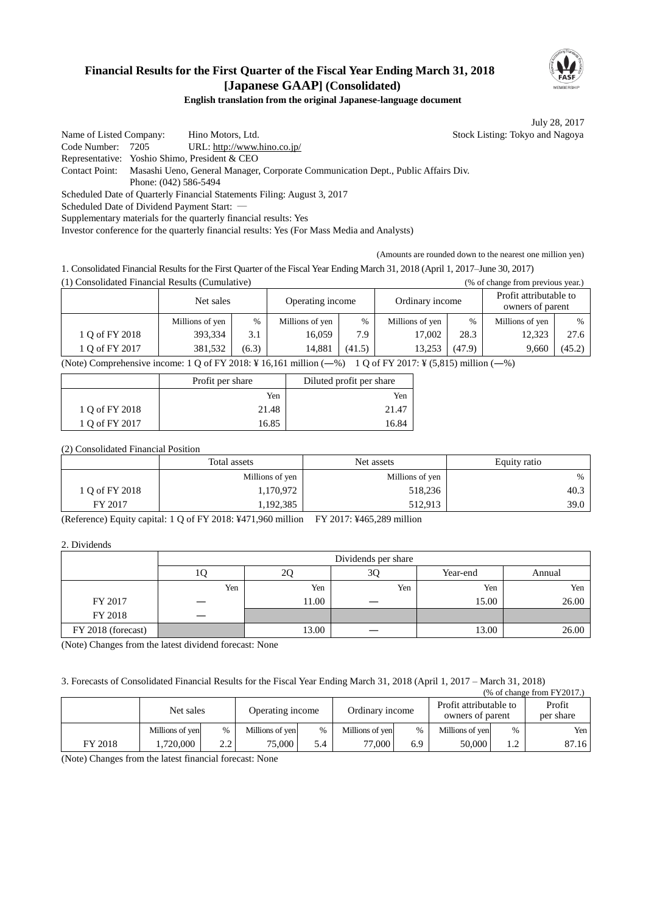# Financial Results for the First Quarter of the Fiscal Year Ending March 31, 2018 [Japanese GAAP] (Consolidated)

**English translation from the original Japanese-language document**

July 28, 2017

Name of Listed Company: Hino Motors, Ltd. Stock Listing: Tokyo and Nagoya

Code Number: 7205 URL: http://www.hino.co.jp/

Representative: Yoshio Shimo, President & CEO

Contact Point: Masashi Ueno, General Manager, Corporate Communication Dept., Public Affairs Div.
Phone: (042) 586-5494

Scheduled Date of Quarterly Financial Statements Filing: August 3, 2017

Scheduled Date of Dividend Payment Start: —

Supplementary materials for the quarterly financial results: Yes

Investor conference for the quarterly financial results: Yes (For Mass Media and Analysts)

(Amounts are rounded down to the nearest one million yen)

1. Consolidated Financial Results for the First Quarter of the Fiscal Year Ending March 31, 2018 (April 1, 2017–June 30, 2017)

(1) Consolidated Financial Results (Cumulative) (% of change from previous year.)

| | Net sales | | Operating income | | Ordinary income | | Profit attributable to owners of parent | |
|---|---|---|---|---|---|---|---|---|
| | Millions of yen | % | Millions of yen | % | Millions of yen | % | Millions of yen | % |
| 1 Q of FY 2018 | 393,334 | 3.1 | 16,059 | 7.9 | 17,002 | 28.3 | 12,323 | 27.6 |
| 1 Q of FY 2017 | 381,532 | (6.3) | 14,881 | (41.5) | 13,253 | (47.9) | 9,660 | (45.2) |

(Note) Comprehensive income: 1 Q of FY 2018: ¥ 16,161 million (—%) 1 Q of FY 2017: ¥ (5,815) million (—%)

| | Profit per share | Diluted profit per share |
|---|---|---|
| | Yen | Yen |
| 1 Q of FY 2018 | 21.48 | 21.47 |
| 1 Q of FY 2017 | 16.85 | 16.84 |

(2) Consolidated Financial Position

| | Total assets | Net assets | Equity ratio |
|---|---|---|---|
| | Millions of yen | Millions of yen | % |
| 1 Q of FY 2018 | 1,170,972 | 518,236 | 40.3 |
| FY 2017 | 1,192,385 | 512,913 | 39.0 |

(Reference) Equity capital: 1 Q of FY 2018: ¥471,960 million FY 2017: ¥465,289 million

2. Dividends

| | Dividends per share | | | | |
|---|---|---|---|---|---|
| | 1Q | 2Q | 3Q | Year-end | Annual |
| | Yen | Yen | Yen | Yen | Yen |
| FY 2017 | — | 11.00 | — | 15.00 | 26.00 |
| FY 2018 | — | | | | |
| FY 2018 (forecast) | | 13.00 | — | 13.00 | 26.00 |

(Note) Changes from the latest dividend forecast: None

3. Forecasts of Consolidated Financial Results for the Fiscal Year Ending March 31, 2018 (April 1, 2017 – March 31, 2018)

(% of change from FY2017.)

| | Net sales | | Operating income | | Ordinary income | | Profit attributable to owners of parent | | Profit per share |
|---|---|---|---|---|---|---|---|---|---|
| | Millions of yen | % | Millions of yen | % | Millions of yen | % | Millions of yen | % | Yen |
| FY 2018 | 1,720,000 | 2.2 | 75,000 | 5.4 | 77,000 | 6.9 | 50,000 | 1.2 | 87.16 |

(Note) Changes from the latest financial forecast: None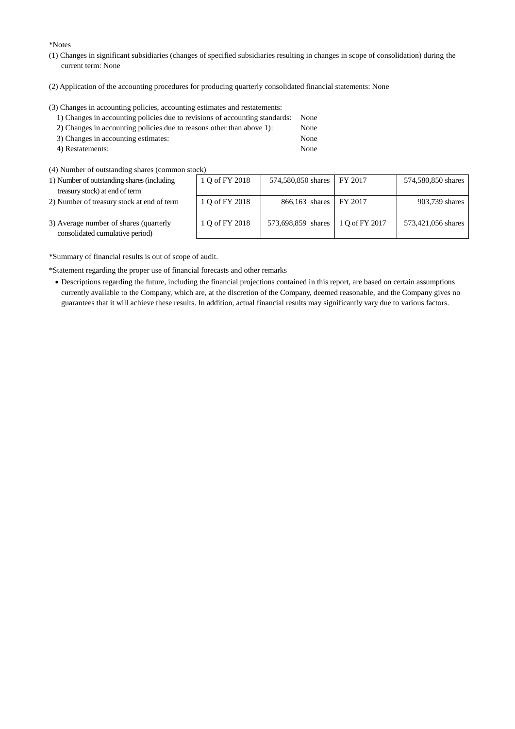*Notes

(1) Changes in significant subsidiaries (changes of specified subsidiaries resulting in changes in scope of consolidation) during the current term: None

(2) Application of the accounting procedures for producing quarterly consolidated financial statements: None

(3) Changes in accounting policies, accounting estimates and restatements:

1) Changes in accounting policies due to revisions of accounting standards: None
2) Changes in accounting policies due to reasons other than above 1): None
3) Changes in accounting estimates: None
4) Restatements: None

(4) Number of outstanding shares (common stock)

| | | | | |
|---|---|---|---|---|
| 1) Number of outstanding shares (including treasury stock) at end of term | 1 Q of FY 2018 | 574,580,850 shares | FY 2017 | 574,580,850 shares |
| 2) Number of treasury stock at end of term | 1 Q of FY 2018 | 866,163 shares | FY 2017 | 903,739 shares |
| 3) Average number of shares (quarterly consolidated cumulative period) | 1 Q of FY 2018 | 573,698,859 shares | 1 Q of FY 2017 | 573,421,056 shares |

*Summary of financial results is out of scope of audit.

*Statement regarding the proper use of financial forecasts and other remarks

- Descriptions regarding the future, including the financial projections contained in this report, are based on certain assumptions currently available to the Company, which are, at the discretion of the Company, deemed reasonable, and the Company gives no guarantees that it will achieve these results. In addition, actual financial results may significantly vary due to various factors.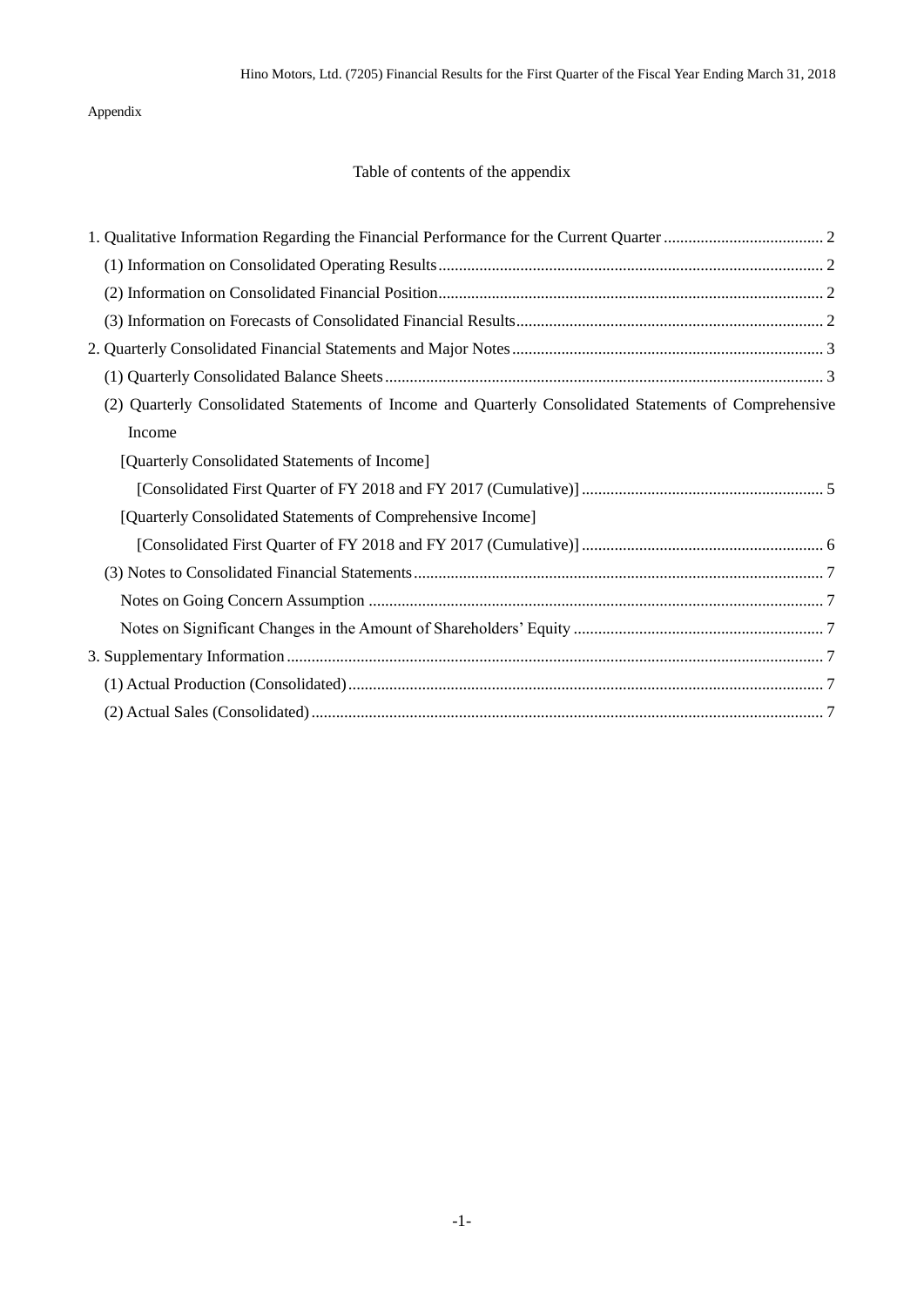Appendix

## Table of contents of the appendix

1. Qualitative Information Regarding the Financial Performance for the Current Quarter ....................................... 2
   - (1) Information on Consolidated Operating Results ............................................................................................. 2
   - (2) Information on Consolidated Financial Position............................................................................................. 2
   - (3) Information on Forecasts of Consolidated Financial Results........................................................................... 2
2. Quarterly Consolidated Financial Statements and Major Notes ............................................................................ 3
   - (1) Quarterly Consolidated Balance Sheets .......................................................................................................... 3
   - (2) Quarterly Consolidated Statements of Income and Quarterly Consolidated Statements of Comprehensive Income
     - [Quarterly Consolidated Statements of Income]
       - [Consolidated First Quarter of FY 2018 and FY 2017 (Cumulative)] ........................................................... 5
     - [Quarterly Consolidated Statements of Comprehensive Income]
       - [Consolidated First Quarter of FY 2018 and FY 2017 (Cumulative)] ........................................................... 6
   - (3) Notes to Consolidated Financial Statements .................................................................................................... 7
     - Notes on Going Concern Assumption .............................................................................................................. 7
     - Notes on Significant Changes in the Amount of Shareholders' Equity ............................................................. 7
3. Supplementary Information ................................................................................................................................... 7
   - (1) Actual Production (Consolidated) ................................................................................................................... 7
   - (2) Actual Sales (Consolidated) ............................................................................................................................ 7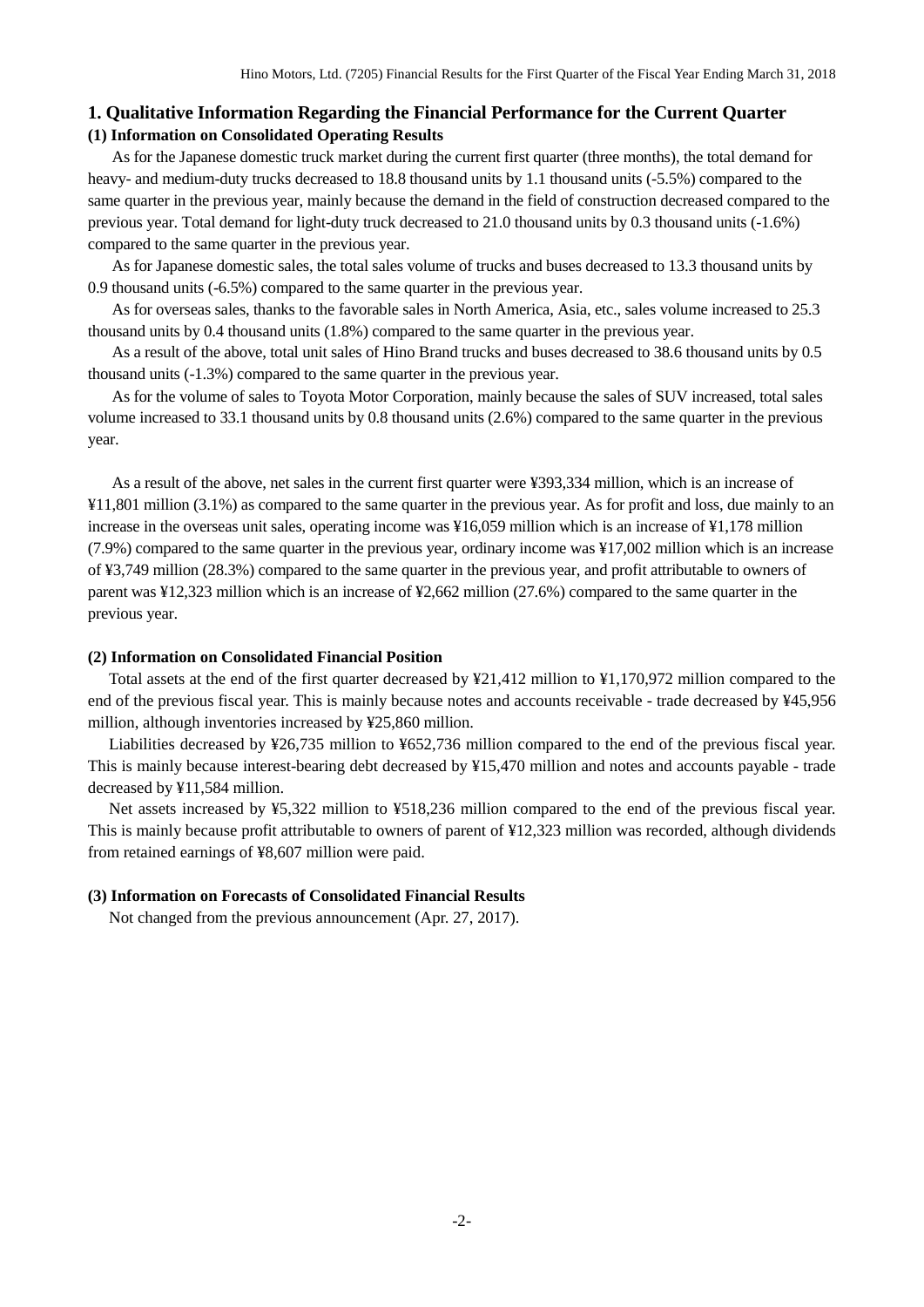## 1. Qualitative Information Regarding the Financial Performance for the Current Quarter

### (1) Information on Consolidated Operating Results

As for the Japanese domestic truck market during the current first quarter (three months), the total demand for heavy- and medium-duty trucks decreased to 18.8 thousand units by 1.1 thousand units (-5.5%) compared to the same quarter in the previous year, mainly because the demand in the field of construction decreased compared to the previous year. Total demand for light-duty truck decreased to 21.0 thousand units by 0.3 thousand units (-1.6%) compared to the same quarter in the previous year.

As for Japanese domestic sales, the total sales volume of trucks and buses decreased to 13.3 thousand units by 0.9 thousand units (-6.5%) compared to the same quarter in the previous year.

As for overseas sales, thanks to the favorable sales in North America, Asia, etc., sales volume increased to 25.3 thousand units by 0.4 thousand units (1.8%) compared to the same quarter in the previous year.

As a result of the above, total unit sales of Hino Brand trucks and buses decreased to 38.6 thousand units by 0.5 thousand units (-1.3%) compared to the same quarter in the previous year.

As for the volume of sales to Toyota Motor Corporation, mainly because the sales of SUV increased, total sales volume increased to 33.1 thousand units by 0.8 thousand units (2.6%) compared to the same quarter in the previous year.

As a result of the above, net sales in the current first quarter were ¥393,334 million, which is an increase of ¥11,801 million (3.1%) as compared to the same quarter in the previous year. As for profit and loss, due mainly to an increase in the overseas unit sales, operating income was ¥16,059 million which is an increase of ¥1,178 million (7.9%) compared to the same quarter in the previous year, ordinary income was ¥17,002 million which is an increase of ¥3,749 million (28.3%) compared to the same quarter in the previous year, and profit attributable to owners of parent was ¥12,323 million which is an increase of ¥2,662 million (27.6%) compared to the same quarter in the previous year.

### (2) Information on Consolidated Financial Position

Total assets at the end of the first quarter decreased by ¥21,412 million to ¥1,170,972 million compared to the end of the previous fiscal year. This is mainly because notes and accounts receivable - trade decreased by ¥45,956 million, although inventories increased by ¥25,860 million.

Liabilities decreased by ¥26,735 million to ¥652,736 million compared to the end of the previous fiscal year. This is mainly because interest-bearing debt decreased by ¥15,470 million and notes and accounts payable - trade decreased by ¥11,584 million.

Net assets increased by ¥5,322 million to ¥518,236 million compared to the end of the previous fiscal year. This is mainly because profit attributable to owners of parent of ¥12,323 million was recorded, although dividends from retained earnings of ¥8,607 million were paid.

### (3) Information on Forecasts of Consolidated Financial Results

Not changed from the previous announcement (Apr. 27, 2017).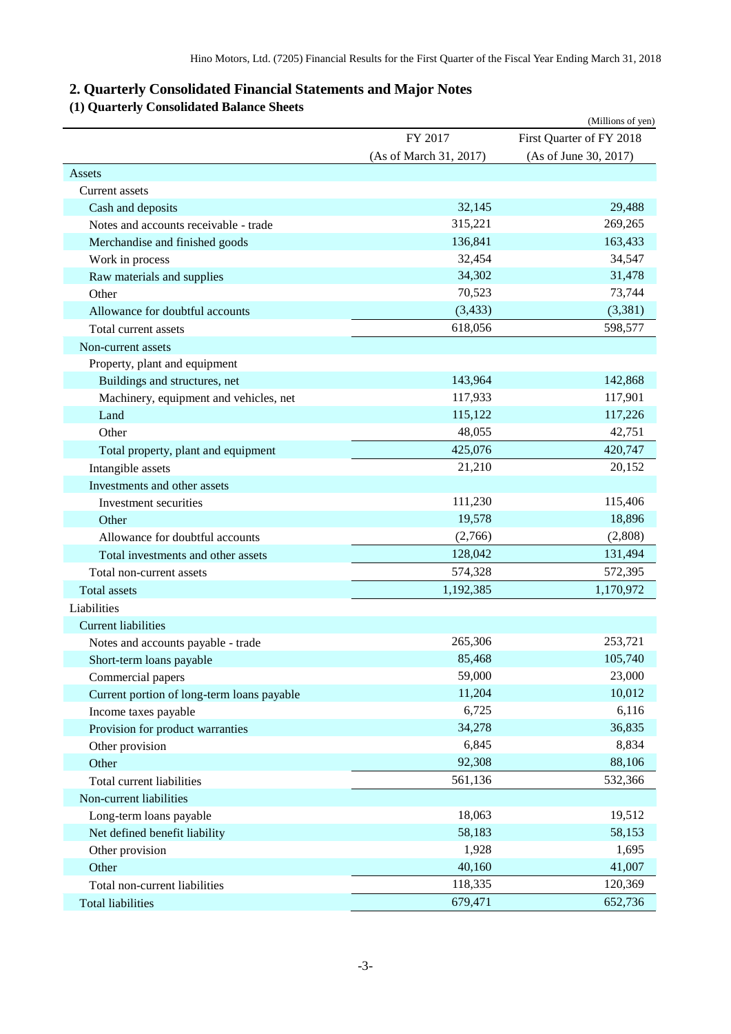## 2. Quarterly Consolidated Financial Statements and Major Notes

### (1) Quarterly Consolidated Balance Sheets

(Millions of yen)

| | FY 2017 (As of March 31, 2017) | First Quarter of FY 2018 (As of June 30, 2017) |
|---|---|---|
| Assets | | |
| Current assets | | |
| Cash and deposits | 32,145 | 29,488 |
| Notes and accounts receivable - trade | 315,221 | 269,265 |
| Merchandise and finished goods | 136,841 | 163,433 |
| Work in process | 32,454 | 34,547 |
| Raw materials and supplies | 34,302 | 31,478 |
| Other | 70,523 | 73,744 |
| Allowance for doubtful accounts | (3,433) | (3,381) |
| Total current assets | 618,056 | 598,577 |
| Non-current assets | | |
| Property, plant and equipment | | |
| Buildings and structures, net | 143,964 | 142,868 |
| Machinery, equipment and vehicles, net | 117,933 | 117,901 |
| Land | 115,122 | 117,226 |
| Other | 48,055 | 42,751 |
| Total property, plant and equipment | 425,076 | 420,747 |
| Intangible assets | 21,210 | 20,152 |
| Investments and other assets | | |
| Investment securities | 111,230 | 115,406 |
| Other | 19,578 | 18,896 |
| Allowance for doubtful accounts | (2,766) | (2,808) |
| Total investments and other assets | 128,042 | 131,494 |
| Total non-current assets | 574,328 | 572,395 |
| Total assets | 1,192,385 | 1,170,972 |
| Liabilities | | |
| Current liabilities | | |
| Notes and accounts payable - trade | 265,306 | 253,721 |
| Short-term loans payable | 85,468 | 105,740 |
| Commercial papers | 59,000 | 23,000 |
| Current portion of long-term loans payable | 11,204 | 10,012 |
| Income taxes payable | 6,725 | 6,116 |
| Provision for product warranties | 34,278 | 36,835 |
| Other provision | 6,845 | 8,834 |
| Other | 92,308 | 88,106 |
| Total current liabilities | 561,136 | 532,366 |
| Non-current liabilities | | |
| Long-term loans payable | 18,063 | 19,512 |
| Net defined benefit liability | 58,183 | 58,153 |
| Other provision | 1,928 | 1,695 |
| Other | 40,160 | 41,007 |
| Total non-current liabilities | 118,335 | 120,369 |
| Total liabilities | 679,471 | 652,736 |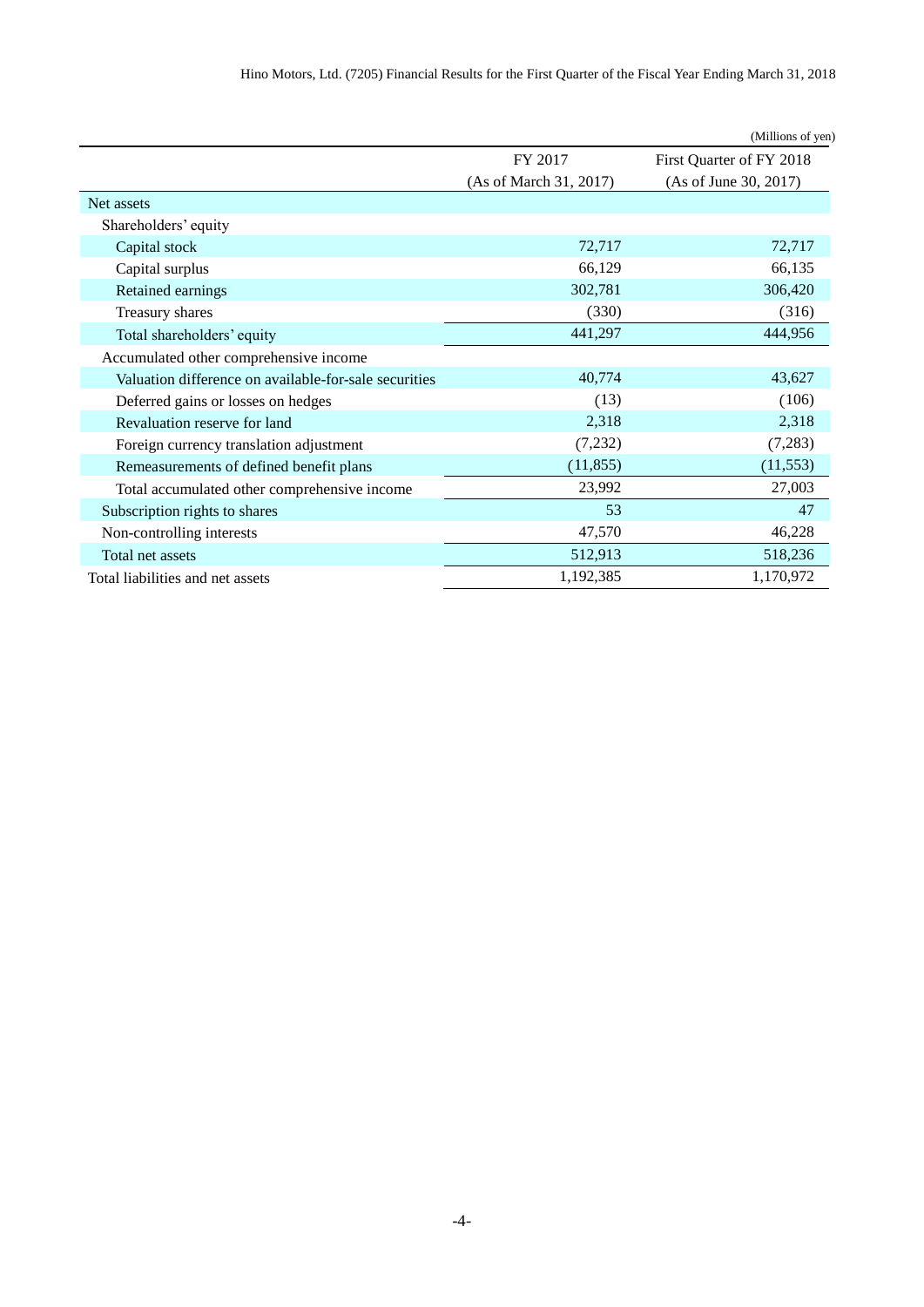(Millions of yen)

| | FY 2017 (As of March 31, 2017) | First Quarter of FY 2018 (As of June 30, 2017) |
|---|---|---|
| Net assets | | |
| Shareholders' equity | | |
| Capital stock | 72,717 | 72,717 |
| Capital surplus | 66,129 | 66,135 |
| Retained earnings | 302,781 | 306,420 |
| Treasury shares | (330) | (316) |
| Total shareholders' equity | 441,297 | 444,956 |
| Accumulated other comprehensive income | | |
| Valuation difference on available-for-sale securities | 40,774 | 43,627 |
| Deferred gains or losses on hedges | (13) | (106) |
| Revaluation reserve for land | 2,318 | 2,318 |
| Foreign currency translation adjustment | (7,232) | (7,283) |
| Remeasurements of defined benefit plans | (11,855) | (11,553) |
| Total accumulated other comprehensive income | 23,992 | 27,003 |
| Subscription rights to shares | 53 | 47 |
| Non-controlling interests | 47,570 | 46,228 |
| Total net assets | 512,913 | 518,236 |
| Total liabilities and net assets | 1,192,385 | 1,170,972 |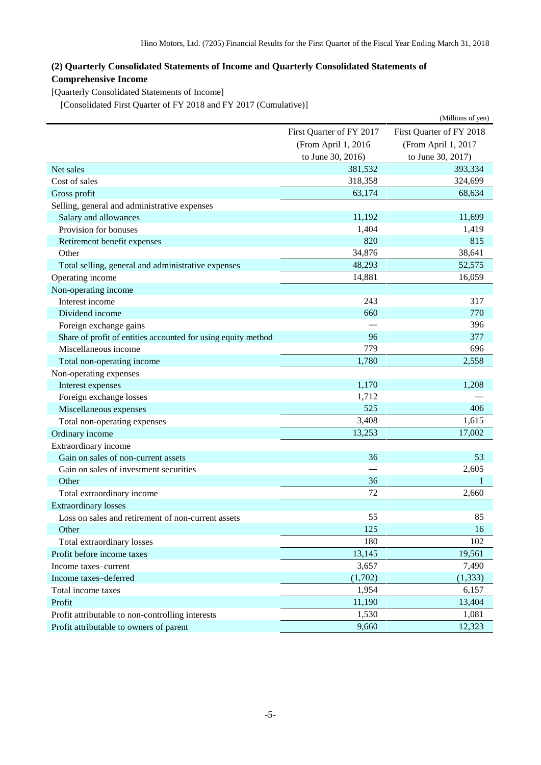## (2) Quarterly Consolidated Statements of Income and Quarterly Consolidated Statements of Comprehensive Income

[Quarterly Consolidated Statements of Income]

[Consolidated First Quarter of FY 2018 and FY 2017 (Cumulative)]

(Millions of yen)

| | First Quarter of FY 2017 (From April 1, 2016 to June 30, 2016) | First Quarter of FY 2018 (From April 1, 2017 to June 30, 2017) |
|---|---|---|
| Net sales | 381,532 | 393,334 |
| Cost of sales | 318,358 | 324,699 |
| Gross profit | 63,174 | 68,634 |
| Selling, general and administrative expenses | | |
| Salary and allowances | 11,192 | 11,699 |
| Provision for bonuses | 1,404 | 1,419 |
| Retirement benefit expenses | 820 | 815 |
| Other | 34,876 | 38,641 |
| Total selling, general and administrative expenses | 48,293 | 52,575 |
| Operating income | 14,881 | 16,059 |
| Non-operating income | | |
| Interest income | 243 | 317 |
| Dividend income | 660 | 770 |
| Foreign exchange gains | — | 396 |
| Share of profit of entities accounted for using equity method | 96 | 377 |
| Miscellaneous income | 779 | 696 |
| Total non-operating income | 1,780 | 2,558 |
| Non-operating expenses | | |
| Interest expenses | 1,170 | 1,208 |
| Foreign exchange losses | 1,712 | — |
| Miscellaneous expenses | 525 | 406 |
| Total non-operating expenses | 3,408 | 1,615 |
| Ordinary income | 13,253 | 17,002 |
| Extraordinary income | | |
| Gain on sales of non-current assets | 36 | 53 |
| Gain on sales of investment securities | — | 2,605 |
| Other | 36 | 1 |
| Total extraordinary income | 72 | 2,660 |
| Extraordinary losses | | |
| Loss on sales and retirement of non-current assets | 55 | 85 |
| Other | 125 | 16 |
| Total extraordinary losses | 180 | 102 |
| Profit before income taxes | 13,145 | 19,561 |
| Income taxes–current | 3,657 | 7,490 |
| Income taxes–deferred | (1,702) | (1,333) |
| Total income taxes | 1,954 | 6,157 |
| Profit | 11,190 | 13,404 |
| Profit attributable to non-controlling interests | 1,530 | 1,081 |
| Profit attributable to owners of parent | 9,660 | 12,323 |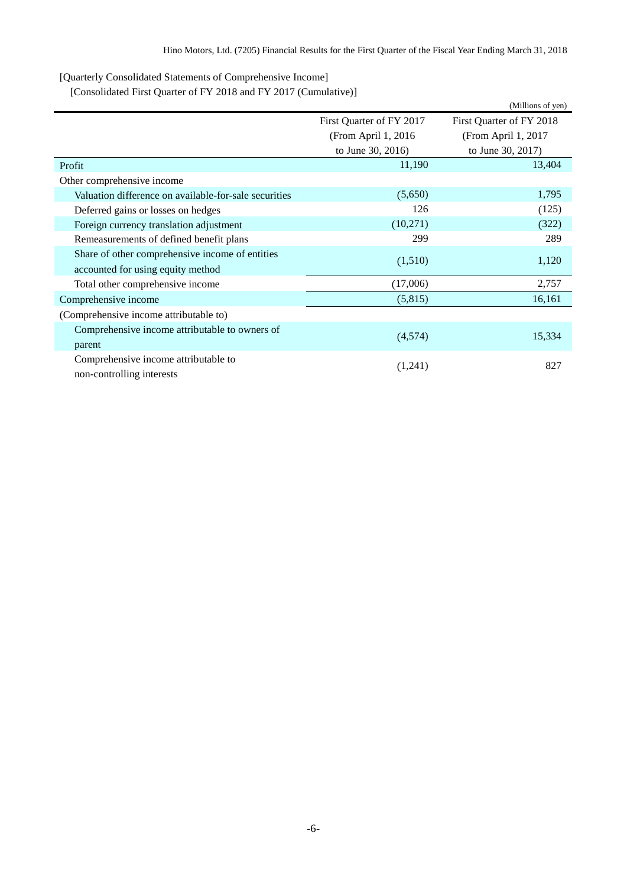[Quarterly Consolidated Statements of Comprehensive Income]

[Consolidated First Quarter of FY 2018 and FY 2017 (Cumulative)]

(Millions of yen)

| | First Quarter of FY 2017 (From April 1, 2016 to June 30, 2016) | First Quarter of FY 2018 (From April 1, 2017 to June 30, 2017) |
|---|---|---|
| Profit | 11,190 | 13,404 |
| Other comprehensive income | | |
| Valuation difference on available-for-sale securities | (5,650) | 1,795 |
| Deferred gains or losses on hedges | 126 | (125) |
| Foreign currency translation adjustment | (10,271) | (322) |
| Remeasurements of defined benefit plans | 299 | 289 |
| Share of other comprehensive income of entities accounted for using equity method | (1,510) | 1,120 |
| Total other comprehensive income | (17,006) | 2,757 |
| Comprehensive income | (5,815) | 16,161 |
| (Comprehensive income attributable to) | | |
| Comprehensive income attributable to owners of parent | (4,574) | 15,334 |
| Comprehensive income attributable to non-controlling interests | (1,241) | 827 |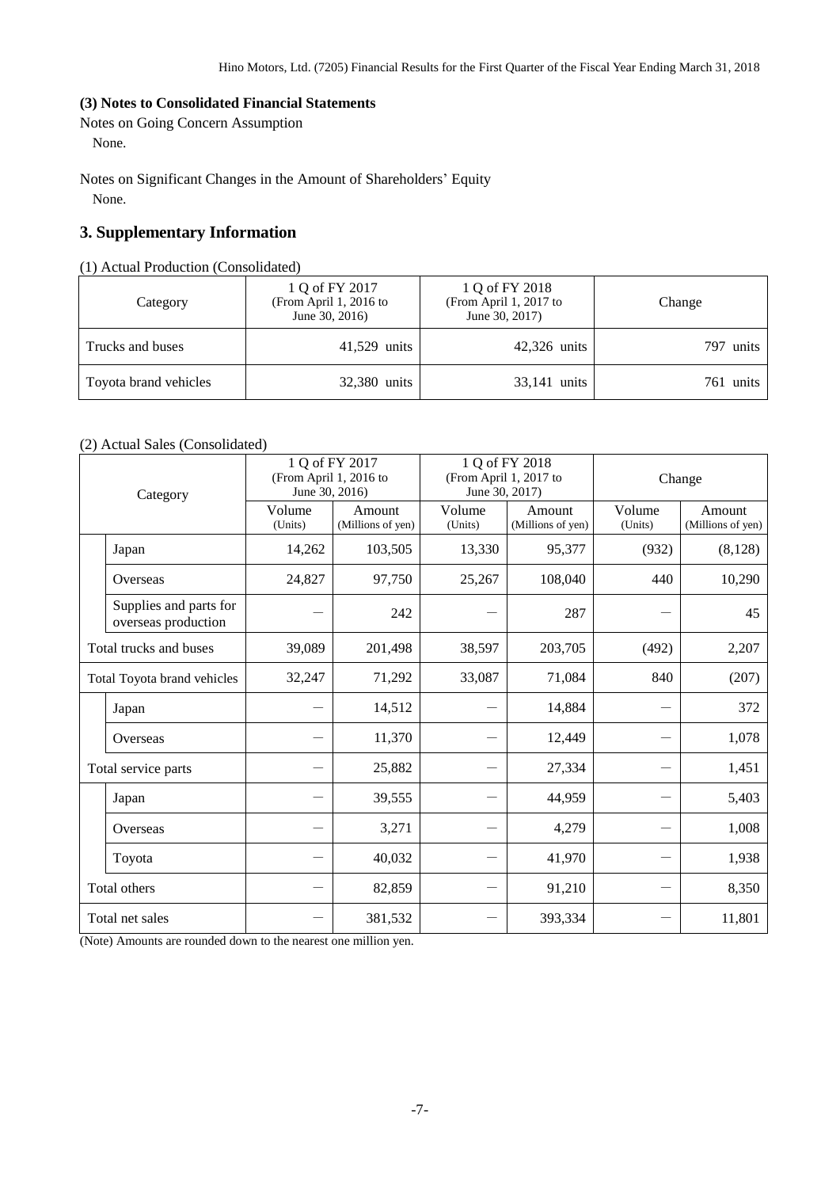### (3) Notes to Consolidated Financial Statements

Notes on Going Concern Assumption

None.

Notes on Significant Changes in the Amount of Shareholders' Equity

None.

## 3. Supplementary Information

(1) Actual Production (Consolidated)

| Category | 1 Q of FY 2017 (From April 1, 2016 to June 30, 2016) | 1 Q of FY 2018 (From April 1, 2017 to June 30, 2017) | Change |
|---|---|---|---|
| Trucks and buses | 41,529 units | 42,326 units | 797 units |
| Toyota brand vehicles | 32,380 units | 33,141 units | 761 units |

(2) Actual Sales (Consolidated)

| Category | | 1 Q of FY 2017 (From April 1, 2016 to June 30, 2016) | | 1 Q of FY 2018 (From April 1, 2017 to June 30, 2017) | | Change | |
|---|---|---|---|---|---|---|---|
| | | Volume (Units) | Amount (Millions of yen) | Volume (Units) | Amount (Millions of yen) | Volume (Units) | Amount (Millions of yen) |
| | Japan | 14,262 | 103,505 | 13,330 | 95,377 | (932) | (8,128) |
| | Overseas | 24,827 | 97,750 | 25,267 | 108,040 | 440 | 10,290 |
| | Supplies and parts for overseas production | ― | 242 | ― | 287 | ― | 45 |
| Total trucks and buses | | 39,089 | 201,498 | 38,597 | 203,705 | (492) | 2,207 |
| Total Toyota brand vehicles | | 32,247 | 71,292 | 33,087 | 71,084 | 840 | (207) |
| | Japan | ― | 14,512 | ― | 14,884 | ― | 372 |
| | Overseas | ― | 11,370 | ― | 12,449 | ― | 1,078 |
| Total service parts | | ― | 25,882 | ― | 27,334 | ― | 1,451 |
| | Japan | ― | 39,555 | ― | 44,959 | ― | 5,403 |
| | Overseas | ― | 3,271 | ― | 4,279 | ― | 1,008 |
| | Toyota | ― | 40,032 | ― | 41,970 | ― | 1,938 |
| Total others | | ― | 82,859 | ― | 91,210 | ― | 8,350 |
| Total net sales | | ― | 381,532 | ― | 393,334 | ― | 11,801 |

(Note) Amounts are rounded down to the nearest one million yen.